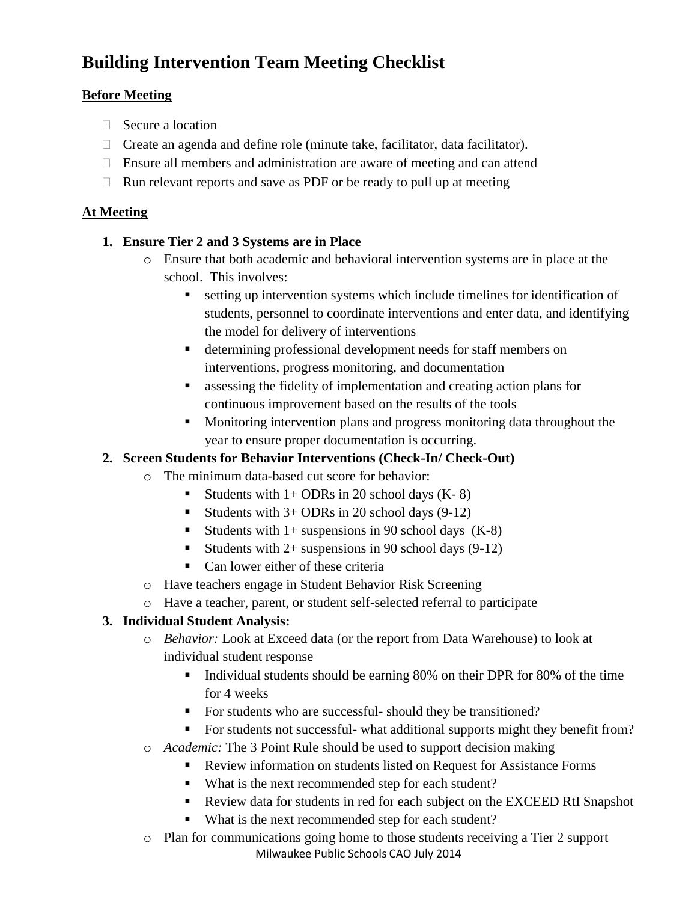# Building Intervention Team Meeting Checklist

**Before Meeting**

- [ ] Secure a location
- [ ] Create an agenda and define role (minute take, facilitator, data facilitator).
- [ ] Ensure all members and administration are aware of meeting and can attend
- [ ] Run relevant reports and save as PDF or be ready to pull up at meeting

**At Meeting**

1. **Ensure Tier 2 and 3 Systems are in Place**
   - Ensure that both academic and behavioral intervention systems are in place at the school. This involves:
     - setting up intervention systems which include timelines for identification of students, personnel to coordinate interventions and enter data, and identifying the model for delivery of interventions
     - determining professional development needs for staff members on interventions, progress monitoring, and documentation
     - assessing the fidelity of implementation and creating action plans for continuous improvement based on the results of the tools
     - Monitoring intervention plans and progress monitoring data throughout the year to ensure proper documentation is occurring.
2. **Screen Students for Behavior Interventions (Check-In/ Check-Out)**
   - The minimum data-based cut score for behavior:
     - Students with 1+ ODRs in 20 school days (K- 8)
     - Students with 3+ ODRs in 20 school days (9-12)
     - Students with 1+ suspensions in 90 school days (K-8)
     - Students with 2+ suspensions in 90 school days (9-12)
     - Can lower either of these criteria
   - Have teachers engage in Student Behavior Risk Screening
   - Have a teacher, parent, or student self-selected referral to participate
3. **Individual Student Analysis:**
   - *Behavior:* Look at Exceed data (or the report from Data Warehouse) to look at individual student response
     - Individual students should be earning 80% on their DPR for 80% of the time for 4 weeks
     - For students who are successful- should they be transitioned?
     - For students not successful- what additional supports might they benefit from?
   - *Academic:* The 3 Point Rule should be used to support decision making
     - Review information on students listed on Request for Assistance Forms
     - What is the next recommended step for each student?
     - Review data for students in red for each subject on the EXCEED RtI Snapshot
     - What is the next recommended step for each student?
   - Plan for communications going home to those students receiving a Tier 2 support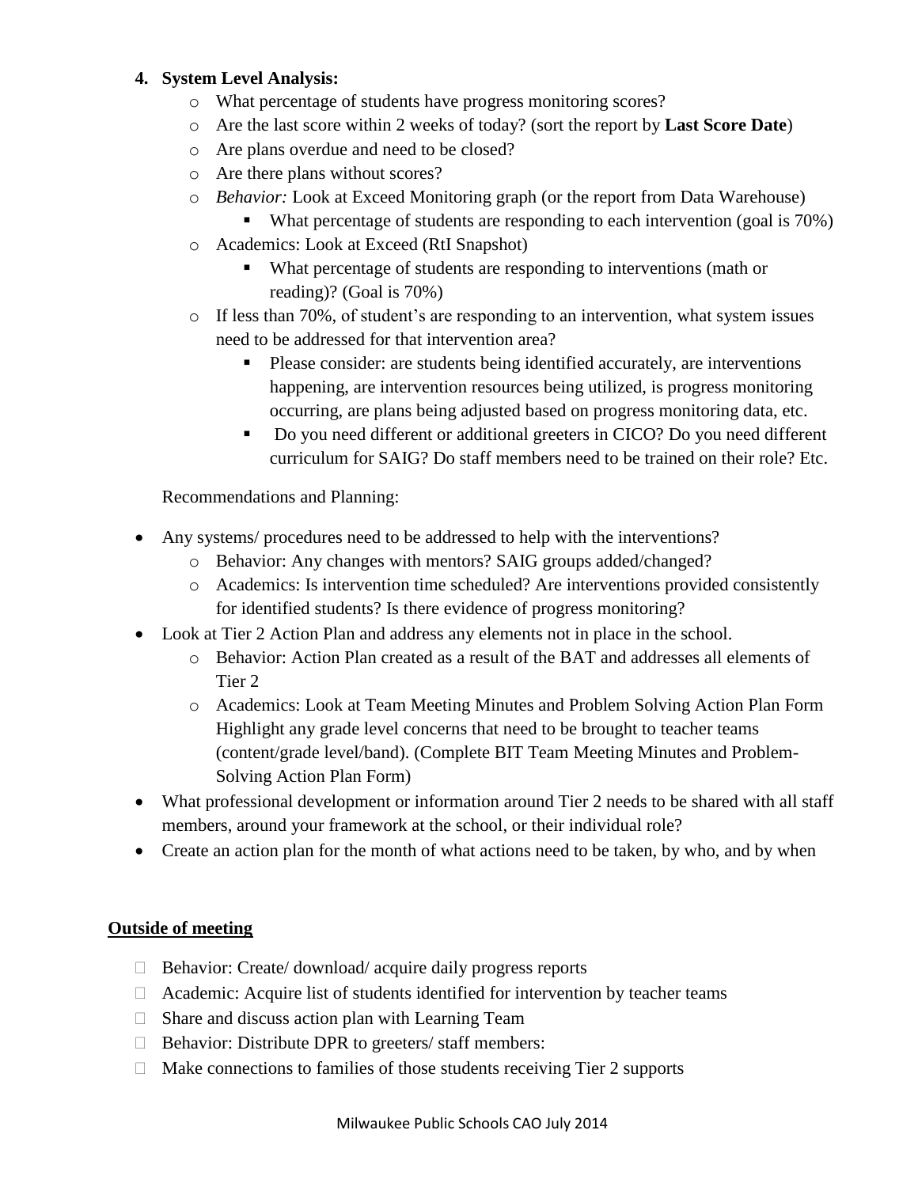4. **System Level Analysis:**
   - What percentage of students have progress monitoring scores?
   - Are the last score within 2 weeks of today? (sort the report by **Last Score Date**)
   - Are plans overdue and need to be closed?
   - Are there plans without scores?
   - *Behavior:* Look at Exceed Monitoring graph (or the report from Data Warehouse)
     - What percentage of students are responding to each intervention (goal is 70%)
   - Academics: Look at Exceed (RtI Snapshot)
     - What percentage of students are responding to interventions (math or reading)? (Goal is 70%)
   - If less than 70%, of student's are responding to an intervention, what system issues need to be addressed for that intervention area?
     - Please consider: are students being identified accurately, are interventions happening, are intervention resources being utilized, is progress monitoring occurring, are plans being adjusted based on progress monitoring data, etc.
     - Do you need different or additional greeters in CICO? Do you need different curriculum for SAIG? Do staff members need to be trained on their role? Etc.

Recommendations and Planning:

- Any systems/ procedures need to be addressed to help with the interventions?
  - Behavior: Any changes with mentors? SAIG groups added/changed?
  - Academics: Is intervention time scheduled? Are interventions provided consistently for identified students? Is there evidence of progress monitoring?
- Look at Tier 2 Action Plan and address any elements not in place in the school.
  - Behavior: Action Plan created as a result of the BAT and addresses all elements of Tier 2
  - Academics: Look at Team Meeting Minutes and Problem Solving Action Plan Form Highlight any grade level concerns that need to be brought to teacher teams (content/grade level/band). (Complete BIT Team Meeting Minutes and Problem-Solving Action Plan Form)
- What professional development or information around Tier 2 needs to be shared with all staff members, around your framework at the school, or their individual role?
- Create an action plan for the month of what actions need to be taken, by who, and by when

**<u>Outside of meeting</u>**

- ☐ Behavior: Create/ download/ acquire daily progress reports
- ☐ Academic: Acquire list of students identified for intervention by teacher teams
- ☐ Share and discuss action plan with Learning Team
- ☐ Behavior: Distribute DPR to greeters/ staff members:
- ☐ Make connections to families of those students receiving Tier 2 supports